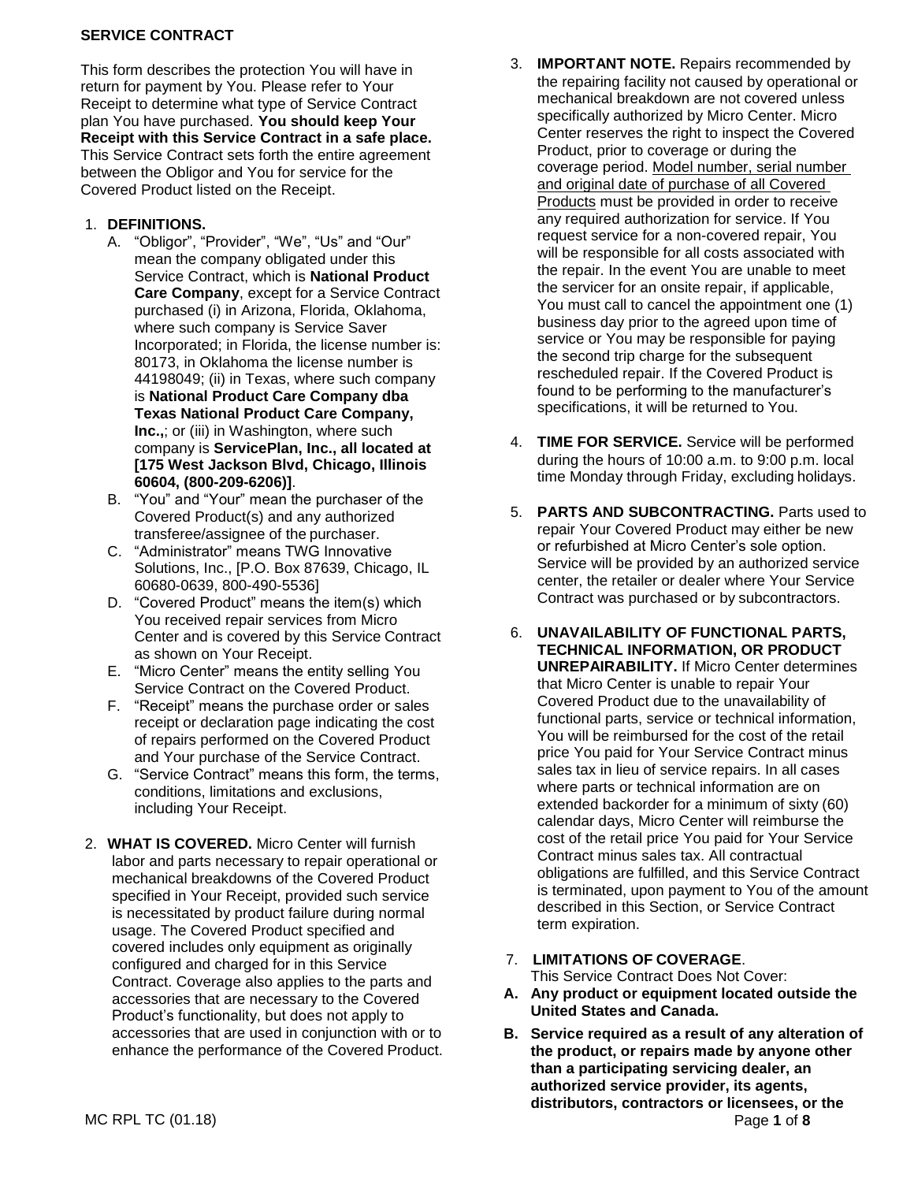**SERVICE CONTRACT**

This form describes the protection You will have in return for payment by You. Please refer to Your Receipt to determine what type of Service Contract plan You have purchased. **You should keep Your Receipt with this Service Contract in a safe place.** This Service Contract sets forth the entire agreement between the Obligor and You for service for the Covered Product listed on the Receipt.

1. **DEFINITIONS.**
   A. "Obligor", "Provider", "We", "Us" and "Our" mean the company obligated under this Service Contract, which is **National Product Care Company**, except for a Service Contract purchased (i) in Arizona, Florida, Oklahoma, where such company is Service Saver Incorporated; in Florida, the license number is: 80173, in Oklahoma the license number is 44198049; (ii) in Texas, where such company is **National Product Care Company dba Texas National Product Care Company, Inc.,**; or (iii) in Washington, where such company is **ServicePlan, Inc., all located at [175 West Jackson Blvd, Chicago, Illinois 60604, (800-209-6206)]**.
   B. "You" and "Your" mean the purchaser of the Covered Product(s) and any authorized transferee/assignee of the purchaser.
   C. "Administrator" means TWG Innovative Solutions, Inc., [P.O. Box 87639, Chicago, IL 60680-0639, 800-490-5536]
   D. "Covered Product" means the item(s) which You received repair services from Micro Center and is covered by this Service Contract as shown on Your Receipt.
   E. "Micro Center" means the entity selling You Service Contract on the Covered Product.
   F. "Receipt" means the purchase order or sales receipt or declaration page indicating the cost of repairs performed on the Covered Product and Your purchase of the Service Contract.
   G. "Service Contract" means this form, the terms, conditions, limitations and exclusions, including Your Receipt.

2. **WHAT IS COVERED.** Micro Center will furnish labor and parts necessary to repair operational or mechanical breakdowns of the Covered Product specified in Your Receipt, provided such service is necessitated by product failure during normal usage. The Covered Product specified and covered includes only equipment as originally configured and charged for in this Service Contract. Coverage also applies to the parts and accessories that are necessary to the Covered Product's functionality, but does not apply to accessories that are used in conjunction with or to enhance the performance of the Covered Product.

3. **IMPORTANT NOTE.** Repairs recommended by the repairing facility not caused by operational or mechanical breakdown are not covered unless specifically authorized by Micro Center. Micro Center reserves the right to inspect the Covered Product, prior to coverage or during the coverage period. Model number, serial number and original date of purchase of all Covered Products must be provided in order to receive any required authorization for service. If You request service for a non-covered repair, You will be responsible for all costs associated with the repair. In the event You are unable to meet the servicer for an onsite repair, if applicable, You must call to cancel the appointment one (1) business day prior to the agreed upon time of service or You may be responsible for paying the second trip charge for the subsequent rescheduled repair. If the Covered Product is found to be performing to the manufacturer's specifications, it will be returned to You.

4. **TIME FOR SERVICE.** Service will be performed during the hours of 10:00 a.m. to 9:00 p.m. local time Monday through Friday, excluding holidays.

5. **PARTS AND SUBCONTRACTING.** Parts used to repair Your Covered Product may either be new or refurbished at Micro Center's sole option. Service will be provided by an authorized service center, the retailer or dealer where Your Service Contract was purchased or by subcontractors.

6. **UNAVAILABILITY OF FUNCTIONAL PARTS, TECHNICAL INFORMATION, OR PRODUCT UNREPAIRABILITY.** If Micro Center determines that Micro Center is unable to repair Your Covered Product due to the unavailability of functional parts, service or technical information, You will be reimbursed for the cost of the retail price You paid for Your Service Contract minus sales tax in lieu of service repairs. In all cases where parts or technical information are on extended backorder for a minimum of sixty (60) calendar days, Micro Center will reimburse the cost of the retail price You paid for Your Service Contract minus sales tax. All contractual obligations are fulfilled, and this Service Contract is terminated, upon payment to You of the amount described in this Section, or Service Contract term expiration.

7. **LIMITATIONS OF COVERAGE**.
   This Service Contract Does Not Cover:

**A. Any product or equipment located outside the United States and Canada.**

**B. Service required as a result of any alteration of the product, or repairs made by anyone other than a participating servicing dealer, an authorized service provider, its agents, distributors, contractors or licensees, or the**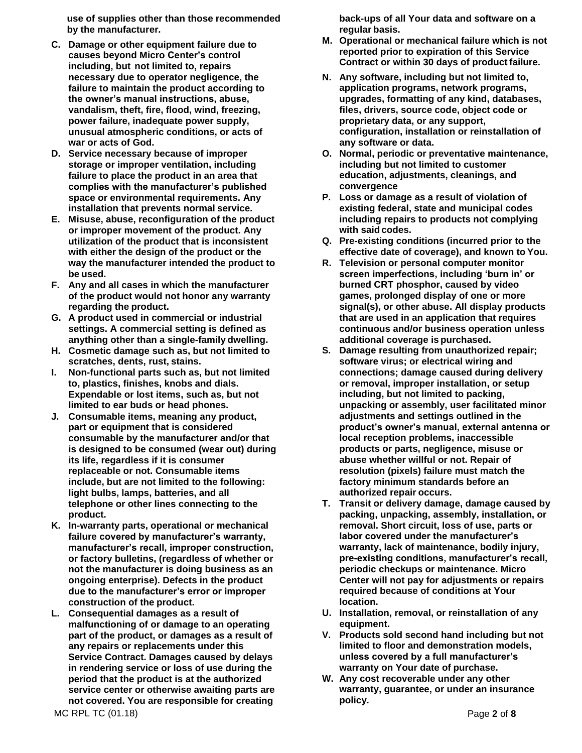**use of supplies other than those recommended by the manufacturer.**

**C. Damage or other equipment failure due to causes beyond Micro Center's control including, but not limited to, repairs necessary due to operator negligence, the failure to maintain the product according to the owner's manual instructions, abuse, vandalism, theft, fire, flood, wind, freezing, power failure, inadequate power supply, unusual atmospheric conditions, or acts of war or acts of God.**

**D. Service necessary because of improper storage or improper ventilation, including failure to place the product in an area that complies with the manufacturer's published space or environmental requirements. Any installation that prevents normal service.**

**E. Misuse, abuse, reconfiguration of the product or improper movement of the product. Any utilization of the product that is inconsistent with either the design of the product or the way the manufacturer intended the product to be used.**

**F. Any and all cases in which the manufacturer of the product would not honor any warranty regarding the product.**

**G. A product used in commercial or industrial settings. A commercial setting is defined as anything other than a single-family dwelling.**

**H. Cosmetic damage such as, but not limited to scratches, dents, rust, stains.**

**I. Non-functional parts such as, but not limited to, plastics, finishes, knobs and dials. Expendable or lost items, such as, but not limited to ear buds or head phones.**

**J. Consumable items, meaning any product, part or equipment that is considered consumable by the manufacturer and/or that is designed to be consumed (wear out) during its life, regardless if it is consumer replaceable or not. Consumable items include, but are not limited to the following: light bulbs, lamps, batteries, and all telephone or other lines connecting to the product.**

**K. In-warranty parts, operational or mechanical failure covered by manufacturer's warranty, manufacturer's recall, improper construction, or factory bulletins, (regardless of whether or not the manufacturer is doing business as an ongoing enterprise). Defects in the product due to the manufacturer's error or improper construction of the product.**

**L. Consequential damages as a result of malfunctioning of or damage to an operating part of the product, or damages as a result of any repairs or replacements under this Service Contract. Damages caused by delays in rendering service or loss of use during the period that the product is at the authorized service center or otherwise awaiting parts are not covered. You are responsible for creating back-ups of all Your data and software on a regular basis.**

**M. Operational or mechanical failure which is not reported prior to expiration of this Service Contract or within 30 days of product failure.**

**N. Any software, including but not limited to, application programs, network programs, upgrades, formatting of any kind, databases, files, drivers, source code, object code or proprietary data, or any support, configuration, installation or reinstallation of any software or data.**

**O. Normal, periodic or preventative maintenance, including but not limited to customer education, adjustments, cleanings, and convergence**

**P. Loss or damage as a result of violation of existing federal, state and municipal codes including repairs to products not complying with said codes.**

**Q. Pre-existing conditions (incurred prior to the effective date of coverage), and known to You.**

**R. Television or personal computer monitor screen imperfections, including 'burn in' or burned CRT phosphor, caused by video games, prolonged display of one or more signal(s), or other abuse. All display products that are used in an application that requires continuous and/or business operation unless additional coverage is purchased.**

**S. Damage resulting from unauthorized repair; software virus; or electrical wiring and connections; damage caused during delivery or removal, improper installation, or setup including, but not limited to packing, unpacking or assembly, user facilitated minor adjustments and settings outlined in the product's owner's manual, external antenna or local reception problems, inaccessible products or parts, negligence, misuse or abuse whether willful or not. Repair of resolution (pixels) failure must match the factory minimum standards before an authorized repair occurs.**

**T. Transit or delivery damage, damage caused by packing, unpacking, assembly, installation, or removal. Short circuit, loss of use, parts or labor covered under the manufacturer's warranty, lack of maintenance, bodily injury, pre-existing conditions, manufacturer's recall, periodic checkups or maintenance. Micro Center will not pay for adjustments or repairs required because of conditions at Your location.**

**U. Installation, removal, or reinstallation of any equipment.**

**V. Products sold second hand including but not limited to floor and demonstration models, unless covered by a full manufacturer's warranty on Your date of purchase.**

**W. Any cost recoverable under any other warranty, guarantee, or under an insurance policy.**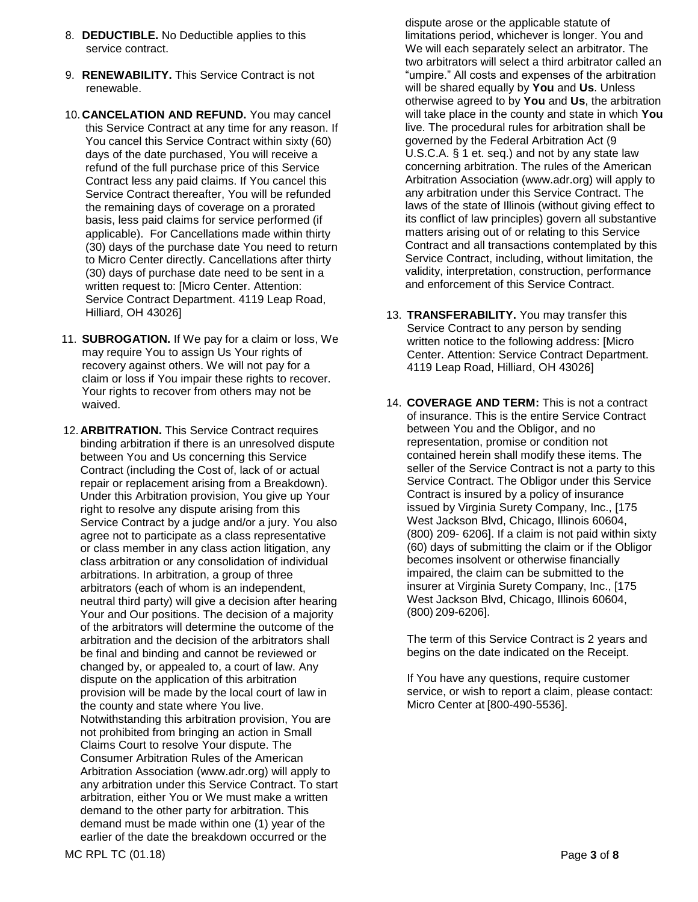8. **DEDUCTIBLE.** No Deductible applies to this service contract.

9. **RENEWABILITY.** This Service Contract is not renewable.

10. **CANCELATION AND REFUND.** You may cancel this Service Contract at any time for any reason. If You cancel this Service Contract within sixty (60) days of the date purchased, You will receive a refund of the full purchase price of this Service Contract less any paid claims. If You cancel this Service Contract thereafter, You will be refunded the remaining days of coverage on a prorated basis, less paid claims for service performed (if applicable). For Cancellations made within thirty (30) days of the purchase date You need to return to Micro Center directly. Cancellations after thirty (30) days of purchase date need to be sent in a written request to: [Micro Center. Attention: Service Contract Department. 4119 Leap Road, Hilliard, OH 43026]

11. **SUBROGATION.** If We pay for a claim or loss, We may require You to assign Us Your rights of recovery against others. We will not pay for a claim or loss if You impair these rights to recover. Your rights to recover from others may not be waived.

12. **ARBITRATION.** This Service Contract requires binding arbitration if there is an unresolved dispute between You and Us concerning this Service Contract (including the Cost of, lack of or actual repair or replacement arising from a Breakdown). Under this Arbitration provision, You give up Your right to resolve any dispute arising from this Service Contract by a judge and/or a jury. You also agree not to participate as a class representative or class member in any class action litigation, any class arbitration or any consolidation of individual arbitrations. In arbitration, a group of three arbitrators (each of whom is an independent, neutral third party) will give a decision after hearing Your and Our positions. The decision of a majority of the arbitrators will determine the outcome of the arbitration and the decision of the arbitrators shall be final and binding and cannot be reviewed or changed by, or appealed to, a court of law. Any dispute on the application of this arbitration provision will be made by the local court of law in the county and state where You live. Notwithstanding this arbitration provision, You are not prohibited from bringing an action in Small Claims Court to resolve Your dispute. The Consumer Arbitration Rules of the American Arbitration Association (www.adr.org) will apply to any arbitration under this Service Contract. To start arbitration, either You or We must make a written demand to the other party for arbitration. This demand must be made within one (1) year of the earlier of the date the breakdown occurred or the dispute arose or the applicable statute of limitations period, whichever is longer. You and We will each separately select an arbitrator. The two arbitrators will select a third arbitrator called an "umpire." All costs and expenses of the arbitration will be shared equally by **You** and **Us**. Unless otherwise agreed to by **You** and **Us**, the arbitration will take place in the county and state in which **You** live. The procedural rules for arbitration shall be governed by the Federal Arbitration Act (9 U.S.C.A. § 1 et. seq.) and not by any state law concerning arbitration. The rules of the American Arbitration Association (www.adr.org) will apply to any arbitration under this Service Contract. The laws of the state of Illinois (without giving effect to its conflict of law principles) govern all substantive matters arising out of or relating to this Service Contract and all transactions contemplated by this Service Contract, including, without limitation, the validity, interpretation, construction, performance and enforcement of this Service Contract.

13. **TRANSFERABILITY.** You may transfer this Service Contract to any person by sending written notice to the following address: [Micro Center. Attention: Service Contract Department. 4119 Leap Road, Hilliard, OH 43026]

14. **COVERAGE AND TERM:** This is not a contract of insurance. This is the entire Service Contract between You and the Obligor, and no representation, promise or condition not contained herein shall modify these items. The seller of the Service Contract is not a party to this Service Contract. The Obligor under this Service Contract is insured by a policy of insurance issued by Virginia Surety Company, Inc., [175 West Jackson Blvd, Chicago, Illinois 60604, (800) 209- 6206]. If a claim is not paid within sixty (60) days of submitting the claim or if the Obligor becomes insolvent or otherwise financially impaired, the claim can be submitted to the insurer at Virginia Surety Company, Inc., [175 West Jackson Blvd, Chicago, Illinois 60604, (800) 209-6206].

    The term of this Service Contract is 2 years and begins on the date indicated on the Receipt.

    If You have any questions, require customer service, or wish to report a claim, please contact: Micro Center at [800-490-5536].

MC RPL TC (01.18)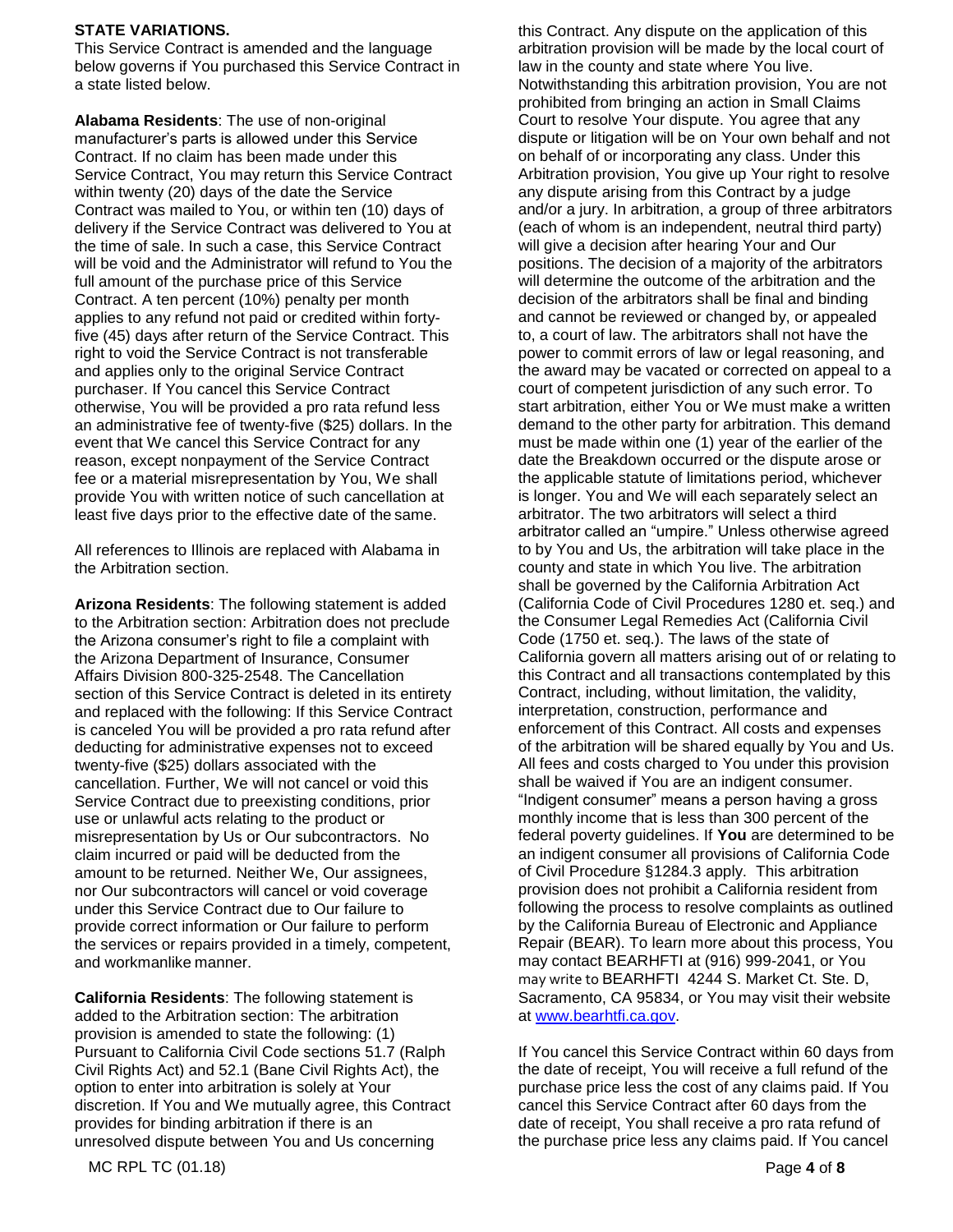**STATE VARIATIONS.**

This Service Contract is amended and the language below governs if You purchased this Service Contract in a state listed below.

**Alabama Residents**: The use of non-original manufacturer's parts is allowed under this Service Contract. If no claim has been made under this Service Contract, You may return this Service Contract within twenty (20) days of the date the Service Contract was mailed to You, or within ten (10) days of delivery if the Service Contract was delivered to You at the time of sale. In such a case, this Service Contract will be void and the Administrator will refund to You the full amount of the purchase price of this Service Contract. A ten percent (10%) penalty per month applies to any refund not paid or credited within forty-five (45) days after return of the Service Contract. This right to void the Service Contract is not transferable and applies only to the original Service Contract purchaser. If You cancel this Service Contract otherwise, You will be provided a pro rata refund less an administrative fee of twenty-five ($25) dollars. In the event that We cancel this Service Contract for any reason, except nonpayment of the Service Contract fee or a material misrepresentation by You, We shall provide You with written notice of such cancellation at least five days prior to the effective date of the same.

All references to Illinois are replaced with Alabama in the Arbitration section.

**Arizona Residents**: The following statement is added to the Arbitration section: Arbitration does not preclude the Arizona consumer's right to file a complaint with the Arizona Department of Insurance, Consumer Affairs Division 800-325-2548. The Cancellation section of this Service Contract is deleted in its entirety and replaced with the following: If this Service Contract is canceled You will be provided a pro rata refund after deducting for administrative expenses not to exceed twenty-five ($25) dollars associated with the cancellation. Further, We will not cancel or void this Service Contract due to preexisting conditions, prior use or unlawful acts relating to the product or misrepresentation by Us or Our subcontractors. No claim incurred or paid will be deducted from the amount to be returned. Neither We, Our assignees, nor Our subcontractors will cancel or void coverage under this Service Contract due to Our failure to provide correct information or Our failure to perform the services or repairs provided in a timely, competent, and workmanlike manner.

**California Residents**: The following statement is added to the Arbitration section: The arbitration provision is amended to state the following: (1) Pursuant to California Civil Code sections 51.7 (Ralph Civil Rights Act) and 52.1 (Bane Civil Rights Act), the option to enter into arbitration is solely at Your discretion. If You and We mutually agree, this Contract provides for binding arbitration if there is an unresolved dispute between You and Us concerning this Contract. Any dispute on the application of this arbitration provision will be made by the local court of law in the county and state where You live. Notwithstanding this arbitration provision, You are not prohibited from bringing an action in Small Claims Court to resolve Your dispute. You agree that any dispute or litigation will be on Your own behalf and not on behalf of or incorporating any class. Under this Arbitration provision, You give up Your right to resolve any dispute arising from this Contract by a judge and/or a jury. In arbitration, a group of three arbitrators (each of whom is an independent, neutral third party) will give a decision after hearing Your and Our positions. The decision of a majority of the arbitrators will determine the outcome of the arbitration and the decision of the arbitrators shall be final and binding and cannot be reviewed or changed by, or appealed to, a court of law. The arbitrators shall not have the power to commit errors of law or legal reasoning, and the award may be vacated or corrected on appeal to a court of competent jurisdiction of any such error. To start arbitration, either You or We must make a written demand to the other party for arbitration. This demand must be made within one (1) year of the earlier of the date the Breakdown occurred or the dispute arose or the applicable statute of limitations period, whichever is longer. You and We will each separately select an arbitrator. The two arbitrators will select a third arbitrator called an "umpire." Unless otherwise agreed to by You and Us, the arbitration will take place in the county and state in which You live. The arbitration shall be governed by the California Arbitration Act (California Code of Civil Procedures 1280 et. seq.) and the Consumer Legal Remedies Act (California Civil Code (1750 et. seq.). The laws of the state of California govern all matters arising out of or relating to this Contract and all transactions contemplated by this Contract, including, without limitation, the validity, interpretation, construction, performance and enforcement of this Contract. All costs and expenses of the arbitration will be shared equally by You and Us. All fees and costs charged to You under this provision shall be waived if You are an indigent consumer. "Indigent consumer" means a person having a gross monthly income that is less than 300 percent of the federal poverty guidelines. If **You** are determined to be an indigent consumer all provisions of California Code of Civil Procedure §1284.3 apply. This arbitration provision does not prohibit a California resident from following the process to resolve complaints as outlined by the California Bureau of Electronic and Appliance Repair (BEAR). To learn more about this process, You may contact BEARHFTI at (916) 999-2041, or You may write to BEARHFTI 4244 S. Market Ct. Ste. D, Sacramento, CA 95834, or You may visit their website at [www.bearhtfi.ca.gov](www.bearhtfi.ca.gov).

If You cancel this Service Contract within 60 days from the date of receipt, You will receive a full refund of the purchase price less the cost of any claims paid. If You cancel this Service Contract after 60 days from the date of receipt, You shall receive a pro rata refund of the purchase price less any claims paid. If You cancel

MC RPL TC (01.18)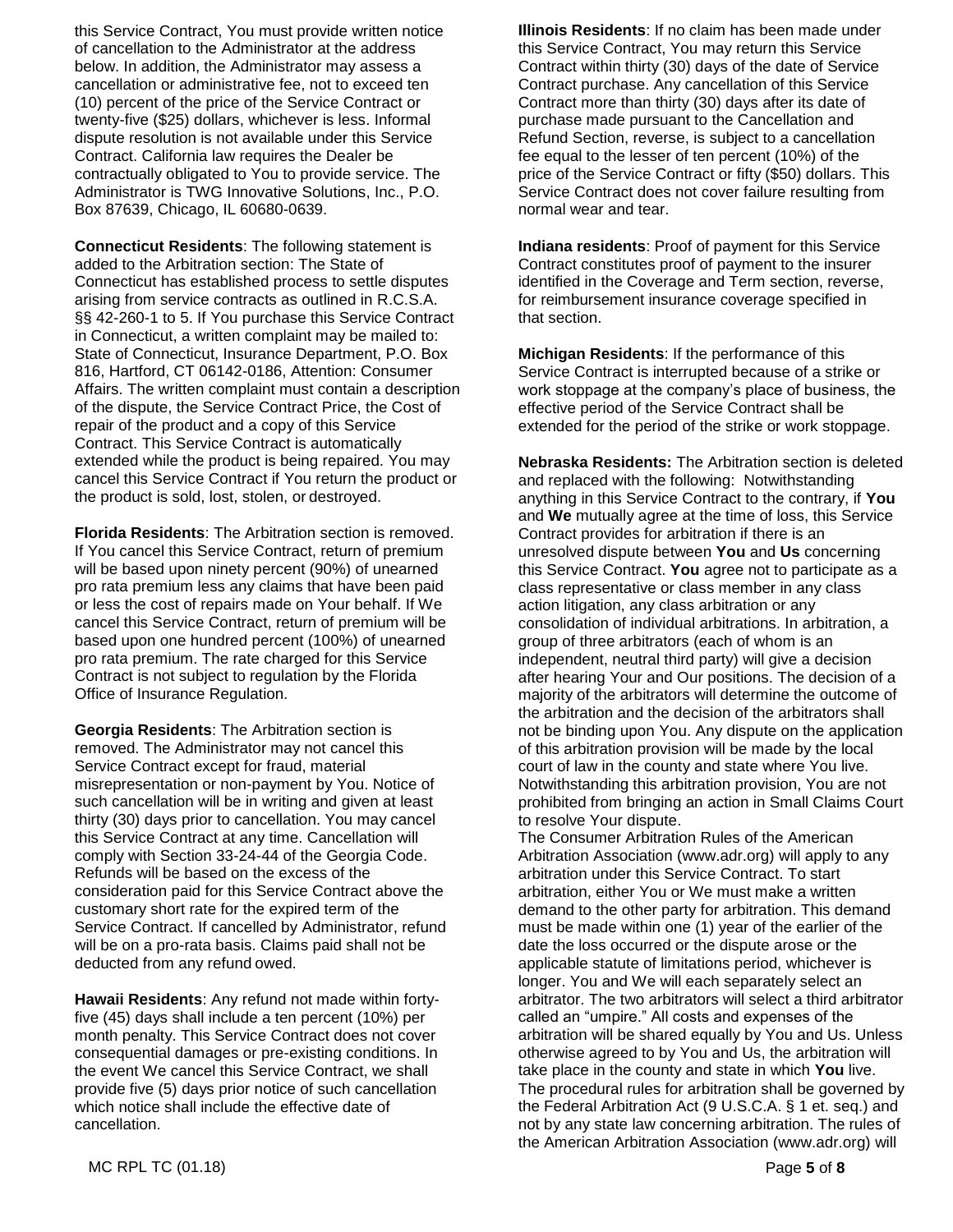this Service Contract, You must provide written notice of cancellation to the Administrator at the address below. In addition, the Administrator may assess a cancellation or administrative fee, not to exceed ten (10) percent of the price of the Service Contract or twenty-five ($25) dollars, whichever is less. Informal dispute resolution is not available under this Service Contract. California law requires the Dealer be contractually obligated to You to provide service. The Administrator is TWG Innovative Solutions, Inc., P.O. Box 87639, Chicago, IL 60680-0639.

**Connecticut Residents**: The following statement is added to the Arbitration section: The State of Connecticut has established process to settle disputes arising from service contracts as outlined in R.C.S.A. §§ 42-260-1 to 5. If You purchase this Service Contract in Connecticut, a written complaint may be mailed to: State of Connecticut, Insurance Department, P.O. Box 816, Hartford, CT 06142-0186, Attention: Consumer Affairs. The written complaint must contain a description of the dispute, the Service Contract Price, the Cost of repair of the product and a copy of this Service Contract. This Service Contract is automatically extended while the product is being repaired. You may cancel this Service Contract if You return the product or the product is sold, lost, stolen, or destroyed.

**Florida Residents**: The Arbitration section is removed. If You cancel this Service Contract, return of premium will be based upon ninety percent (90%) of unearned pro rata premium less any claims that have been paid or less the cost of repairs made on Your behalf. If We cancel this Service Contract, return of premium will be based upon one hundred percent (100%) of unearned pro rata premium. The rate charged for this Service Contract is not subject to regulation by the Florida Office of Insurance Regulation.

**Georgia Residents**: The Arbitration section is removed. The Administrator may not cancel this Service Contract except for fraud, material misrepresentation or non-payment by You. Notice of such cancellation will be in writing and given at least thirty (30) days prior to cancellation. You may cancel this Service Contract at any time. Cancellation will comply with Section 33-24-44 of the Georgia Code. Refunds will be based on the excess of the consideration paid for this Service Contract above the customary short rate for the expired term of the Service Contract. If cancelled by Administrator, refund will be on a pro-rata basis. Claims paid shall not be deducted from any refund owed.

**Hawaii Residents**: Any refund not made within forty-five (45) days shall include a ten percent (10%) per month penalty. This Service Contract does not cover consequential damages or pre-existing conditions. In the event We cancel this Service Contract, we shall provide five (5) days prior notice of such cancellation which notice shall include the effective date of cancellation.

**Illinois Residents**: If no claim has been made under this Service Contract, You may return this Service Contract within thirty (30) days of the date of Service Contract purchase. Any cancellation of this Service Contract more than thirty (30) days after its date of purchase made pursuant to the Cancellation and Refund Section, reverse, is subject to a cancellation fee equal to the lesser of ten percent (10%) of the price of the Service Contract or fifty ($50) dollars. This Service Contract does not cover failure resulting from normal wear and tear.

**Indiana residents**: Proof of payment for this Service Contract constitutes proof of payment to the insurer identified in the Coverage and Term section, reverse, for reimbursement insurance coverage specified in that section.

**Michigan Residents**: If the performance of this Service Contract is interrupted because of a strike or work stoppage at the company's place of business, the effective period of the Service Contract shall be extended for the period of the strike or work stoppage.

**Nebraska Residents:** The Arbitration section is deleted and replaced with the following: Notwithstanding anything in this Service Contract to the contrary, if **You** and **We** mutually agree at the time of loss, this Service Contract provides for arbitration if there is an unresolved dispute between **You** and **Us** concerning this Service Contract. **You** agree not to participate as a class representative or class member in any class action litigation, any class arbitration or any consolidation of individual arbitrations. In arbitration, a group of three arbitrators (each of whom is an independent, neutral third party) will give a decision after hearing Your and Our positions. The decision of a majority of the arbitrators will determine the outcome of the arbitration and the decision of the arbitrators shall not be binding upon You. Any dispute on the application of this arbitration provision will be made by the local court of law in the county and state where You live. Notwithstanding this arbitration provision, You are not prohibited from bringing an action in Small Claims Court to resolve Your dispute.
The Consumer Arbitration Rules of the American Arbitration Association (www.adr.org) will apply to any arbitration under this Service Contract. To start arbitration, either You or We must make a written demand to the other party for arbitration. This demand must be made within one (1) year of the earlier of the date the loss occurred or the dispute arose or the applicable statute of limitations period, whichever is longer. You and We will each separately select an arbitrator. The two arbitrators will select a third arbitrator called an "umpire." All costs and expenses of the arbitration will be shared equally by You and Us. Unless otherwise agreed to by You and Us, the arbitration will take place in the county and state in which **You** live. The procedural rules for arbitration shall be governed by the Federal Arbitration Act (9 U.S.C.A. § 1 et. seq.) and not by any state law concerning arbitration. The rules of the American Arbitration Association (www.adr.org) will

MC RPL TC (01.18)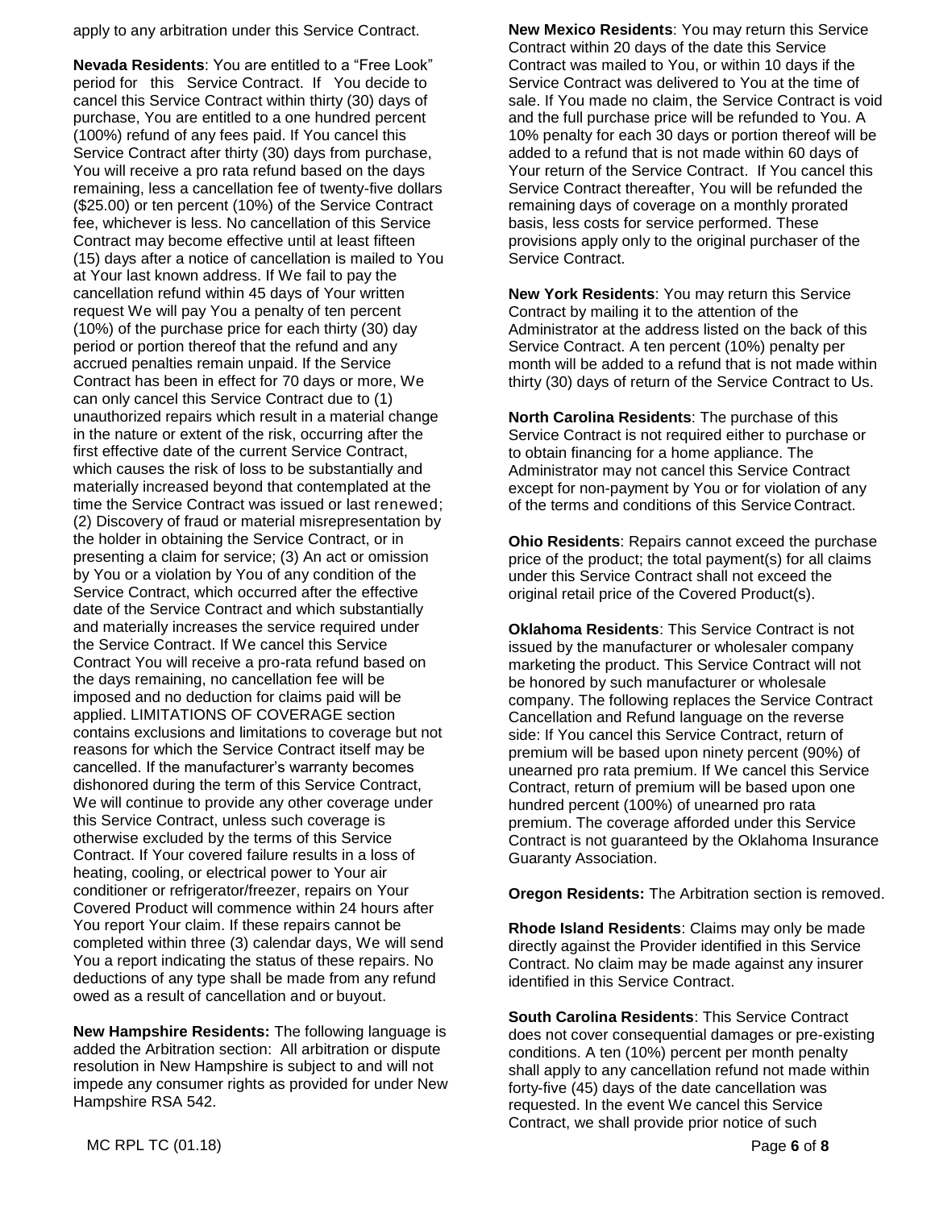apply to any arbitration under this Service Contract.

**Nevada Residents**: You are entitled to a "Free Look" period for this Service Contract. If You decide to cancel this Service Contract within thirty (30) days of purchase, You are entitled to a one hundred percent (100%) refund of any fees paid. If You cancel this Service Contract after thirty (30) days from purchase, You will receive a pro rata refund based on the days remaining, less a cancellation fee of twenty-five dollars ($25.00) or ten percent (10%) of the Service Contract fee, whichever is less. No cancellation of this Service Contract may become effective until at least fifteen (15) days after a notice of cancellation is mailed to You at Your last known address. If We fail to pay the cancellation refund within 45 days of Your written request We will pay You a penalty of ten percent (10%) of the purchase price for each thirty (30) day period or portion thereof that the refund and any accrued penalties remain unpaid. If the Service Contract has been in effect for 70 days or more, We can only cancel this Service Contract due to (1) unauthorized repairs which result in a material change in the nature or extent of the risk, occurring after the first effective date of the current Service Contract, which causes the risk of loss to be substantially and materially increased beyond that contemplated at the time the Service Contract was issued or last renewed; (2) Discovery of fraud or material misrepresentation by the holder in obtaining the Service Contract, or in presenting a claim for service; (3) An act or omission by You or a violation by You of any condition of the Service Contract, which occurred after the effective date of the Service Contract and which substantially and materially increases the service required under the Service Contract. If We cancel this Service Contract You will receive a pro-rata refund based on the days remaining, no cancellation fee will be imposed and no deduction for claims paid will be applied. LIMITATIONS OF COVERAGE section contains exclusions and limitations to coverage but not reasons for which the Service Contract itself may be cancelled. If the manufacturer's warranty becomes dishonored during the term of this Service Contract, We will continue to provide any other coverage under this Service Contract, unless such coverage is otherwise excluded by the terms of this Service Contract. If Your covered failure results in a loss of heating, cooling, or electrical power to Your air conditioner or refrigerator/freezer, repairs on Your Covered Product will commence within 24 hours after You report Your claim. If these repairs cannot be completed within three (3) calendar days, We will send You a report indicating the status of these repairs. No deductions of any type shall be made from any refund owed as a result of cancellation and or buyout.

**New Hampshire Residents:** The following language is added the Arbitration section: All arbitration or dispute resolution in New Hampshire is subject to and will not impede any consumer rights as provided for under New Hampshire RSA 542.

**New Mexico Residents**: You may return this Service Contract within 20 days of the date this Service Contract was mailed to You, or within 10 days if the Service Contract was delivered to You at the time of sale. If You made no claim, the Service Contract is void and the full purchase price will be refunded to You. A 10% penalty for each 30 days or portion thereof will be added to a refund that is not made within 60 days of Your return of the Service Contract. If You cancel this Service Contract thereafter, You will be refunded the remaining days of coverage on a monthly prorated basis, less costs for service performed. These provisions apply only to the original purchaser of the Service Contract.

**New York Residents**: You may return this Service Contract by mailing it to the attention of the Administrator at the address listed on the back of this Service Contract. A ten percent (10%) penalty per month will be added to a refund that is not made within thirty (30) days of return of the Service Contract to Us.

**North Carolina Residents**: The purchase of this Service Contract is not required either to purchase or to obtain financing for a home appliance. The Administrator may not cancel this Service Contract except for non-payment by You or for violation of any of the terms and conditions of this Service Contract.

**Ohio Residents**: Repairs cannot exceed the purchase price of the product; the total payment(s) for all claims under this Service Contract shall not exceed the original retail price of the Covered Product(s).

**Oklahoma Residents**: This Service Contract is not issued by the manufacturer or wholesaler company marketing the product. This Service Contract will not be honored by such manufacturer or wholesale company. The following replaces the Service Contract Cancellation and Refund language on the reverse side: If You cancel this Service Contract, return of premium will be based upon ninety percent (90%) of unearned pro rata premium. If We cancel this Service Contract, return of premium will be based upon one hundred percent (100%) of unearned pro rata premium. The coverage afforded under this Service Contract is not guaranteed by the Oklahoma Insurance Guaranty Association.

**Oregon Residents:** The Arbitration section is removed.

**Rhode Island Residents**: Claims may only be made directly against the Provider identified in this Service Contract. No claim may be made against any insurer identified in this Service Contract.

**South Carolina Residents**: This Service Contract does not cover consequential damages or pre-existing conditions. A ten (10%) percent per month penalty shall apply to any cancellation refund not made within forty-five (45) days of the date cancellation was requested. In the event We cancel this Service Contract, we shall provide prior notice of such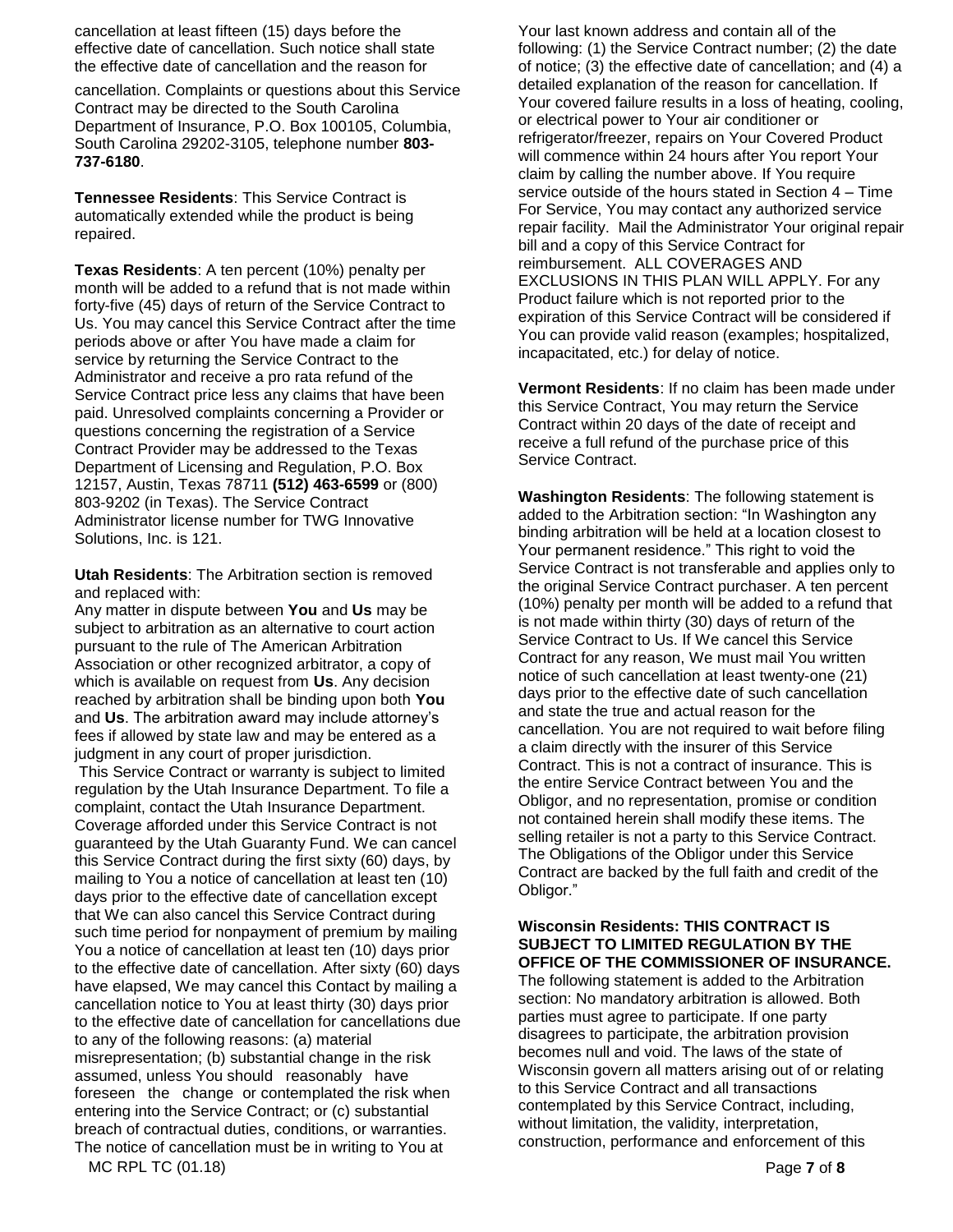cancellation at least fifteen (15) days before the effective date of cancellation. Such notice shall state the effective date of cancellation and the reason for cancellation. Complaints or questions about this Service Contract may be directed to the South Carolina Department of Insurance, P.O. Box 100105, Columbia, South Carolina 29202-3105, telephone number **803-737-6180**.

**Tennessee Residents**: This Service Contract is automatically extended while the product is being repaired.

**Texas Residents**: A ten percent (10%) penalty per month will be added to a refund that is not made within forty-five (45) days of return of the Service Contract to Us. You may cancel this Service Contract after the time periods above or after You have made a claim for service by returning the Service Contract to the Administrator and receive a pro rata refund of the Service Contract price less any claims that have been paid. Unresolved complaints concerning a Provider or questions concerning the registration of a Service Contract Provider may be addressed to the Texas Department of Licensing and Regulation, P.O. Box 12157, Austin, Texas 78711 **(512) 463-6599** or (800) 803-9202 (in Texas). The Service Contract Administrator license number for TWG Innovative Solutions, Inc. is 121.

**Utah Residents**: The Arbitration section is removed and replaced with:
Any matter in dispute between **You** and **Us** may be subject to arbitration as an alternative to court action pursuant to the rule of The American Arbitration Association or other recognized arbitrator, a copy of which is available on request from **Us**. Any decision reached by arbitration shall be binding upon both **You** and **Us**. The arbitration award may include attorney's fees if allowed by state law and may be entered as a judgment in any court of proper jurisdiction.
This Service Contract or warranty is subject to limited regulation by the Utah Insurance Department. To file a complaint, contact the Utah Insurance Department. Coverage afforded under this Service Contract is not guaranteed by the Utah Guaranty Fund. We can cancel this Service Contract during the first sixty (60) days, by mailing to You a notice of cancellation at least ten (10) days prior to the effective date of cancellation except that We can also cancel this Service Contract during such time period for nonpayment of premium by mailing You a notice of cancellation at least ten (10) days prior to the effective date of cancellation. After sixty (60) days have elapsed, We may cancel this Contact by mailing a cancellation notice to You at least thirty (30) days prior to the effective date of cancellation for cancellations due to any of the following reasons: (a) material misrepresentation; (b) substantial change in the risk assumed, unless You should reasonably have foreseen the change or contemplated the risk when entering into the Service Contract; or (c) substantial breach of contractual duties, conditions, or warranties. The notice of cancellation must be in writing to You at Your last known address and contain all of the following: (1) the Service Contract number; (2) the date of notice; (3) the effective date of cancellation; and (4) a detailed explanation of the reason for cancellation. If Your covered failure results in a loss of heating, cooling, or electrical power to Your air conditioner or refrigerator/freezer, repairs on Your Covered Product will commence within 24 hours after You report Your claim by calling the number above. If You require service outside of the hours stated in Section 4 – Time For Service, You may contact any authorized service repair facility. Mail the Administrator Your original repair bill and a copy of this Service Contract for reimbursement. ALL COVERAGES AND EXCLUSIONS IN THIS PLAN WILL APPLY. For any Product failure which is not reported prior to the expiration of this Service Contract will be considered if You can provide valid reason (examples; hospitalized, incapacitated, etc.) for delay of notice.

**Vermont Residents**: If no claim has been made under this Service Contract, You may return the Service Contract within 20 days of the date of receipt and receive a full refund of the purchase price of this Service Contract.

**Washington Residents**: The following statement is added to the Arbitration section: "In Washington any binding arbitration will be held at a location closest to Your permanent residence." This right to void the Service Contract is not transferable and applies only to the original Service Contract purchaser. A ten percent (10%) penalty per month will be added to a refund that is not made within thirty (30) days of return of the Service Contract to Us. If We cancel this Service Contract for any reason, We must mail You written notice of such cancellation at least twenty-one (21) days prior to the effective date of such cancellation and state the true and actual reason for the cancellation. You are not required to wait before filing a claim directly with the insurer of this Service Contract. This is not a contract of insurance. This is the entire Service Contract between You and the Obligor, and no representation, promise or condition not contained herein shall modify these items. The selling retailer is not a party to this Service Contract. The Obligations of the Obligor under this Service Contract are backed by the full faith and credit of the Obligor."

**Wisconsin Residents: THIS CONTRACT IS SUBJECT TO LIMITED REGULATION BY THE OFFICE OF THE COMMISSIONER OF INSURANCE.** The following statement is added to the Arbitration section: No mandatory arbitration is allowed. Both parties must agree to participate. If one party disagrees to participate, the arbitration provision becomes null and void. The laws of the state of Wisconsin govern all matters arising out of or relating to this Service Contract and all transactions contemplated by this Service Contract, including, without limitation, the validity, interpretation, construction, performance and enforcement of this

MC RPL TC (01.18)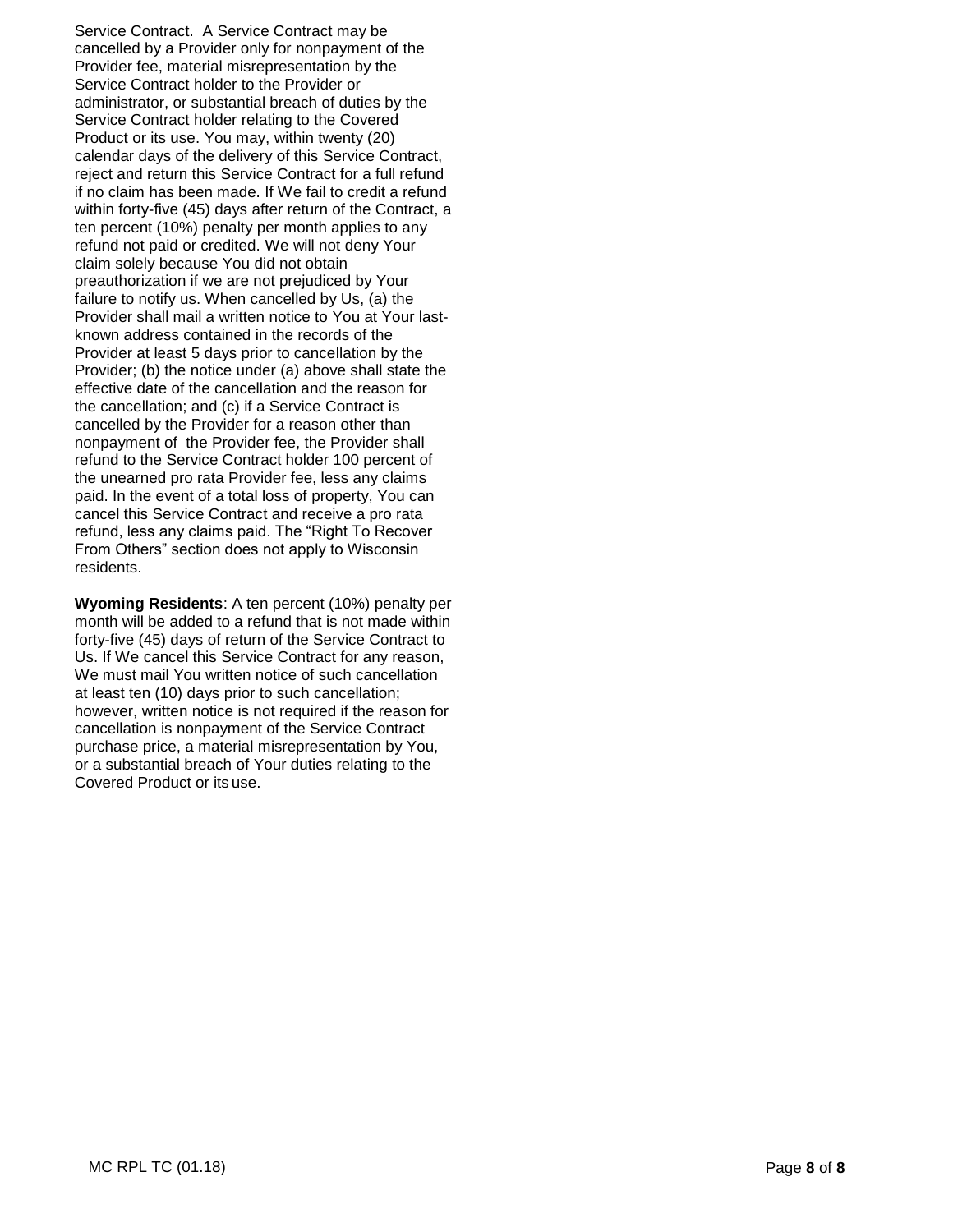Service Contract.  A Service Contract may be cancelled by a Provider only for nonpayment of the Provider fee, material misrepresentation by the Service Contract holder to the Provider or administrator, or substantial breach of duties by the Service Contract holder relating to the Covered Product or its use. You may, within twenty (20) calendar days of the delivery of this Service Contract, reject and return this Service Contract for a full refund if no claim has been made. If We fail to credit a refund within forty-five (45) days after return of the Contract, a ten percent (10%) penalty per month applies to any refund not paid or credited. We will not deny Your claim solely because You did not obtain preauthorization if we are not prejudiced by Your failure to notify us. When cancelled by Us, (a) the Provider shall mail a written notice to You at Your last-known address contained in the records of the Provider at least 5 days prior to cancellation by the Provider; (b) the notice under (a) above shall state the effective date of the cancellation and the reason for the cancellation; and (c) if a Service Contract is cancelled by the Provider for a reason other than nonpayment of the Provider fee, the Provider shall refund to the Service Contract holder 100 percent of the unearned pro rata Provider fee, less any claims paid. In the event of a total loss of property, You can cancel this Service Contract and receive a pro rata refund, less any claims paid. The "Right To Recover From Others" section does not apply to Wisconsin residents.

**Wyoming Residents**: A ten percent (10%) penalty per month will be added to a refund that is not made within forty-five (45) days of return of the Service Contract to Us. If We cancel this Service Contract for any reason, We must mail You written notice of such cancellation at least ten (10) days prior to such cancellation; however, written notice is not required if the reason for cancellation is nonpayment of the Service Contract purchase price, a material misrepresentation by You, or a substantial breach of Your duties relating to the Covered Product or its use.

MC RPL TC (01.18)